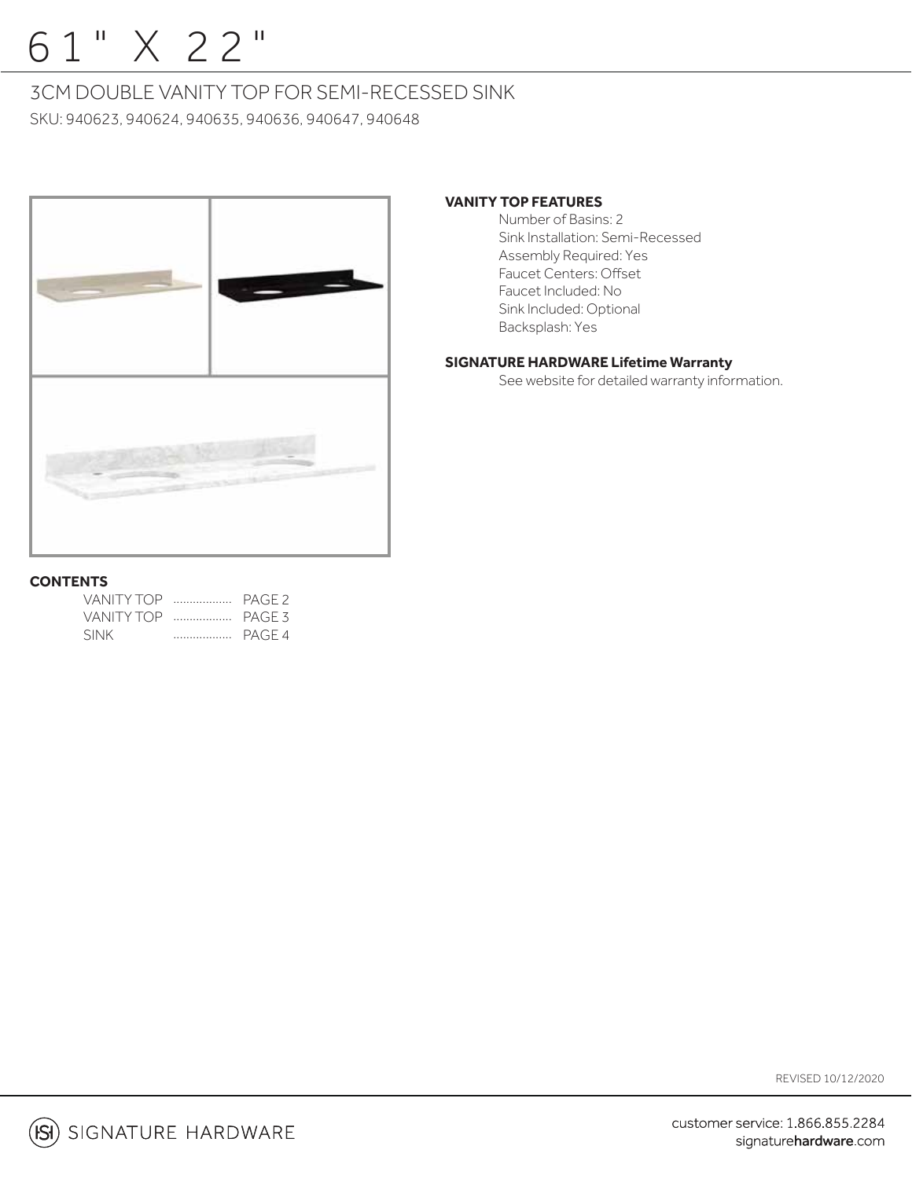// 61" X 22"

## 3CM DOUBLE VANITY TOP FOR SEMI-RECESSED SINK

SKU: 940623, 940624, 940635, 940636, 940647, 940648

**VANITY TOP FEATURES**

- Number of Basins: 2
- Sink Installation: Semi-Recessed
- Assembly Required: Yes
- Faucet Centers: Offset
- Faucet Included: No
- Sink Included: Optional
- Backsplash: Yes

**SIGNATURE HARDWARE Lifetime Warranty**

See website for detailed warranty information.

**CONTENTS**

| | |
|---|---|
| VANITY TOP | PAGE 2 |
| VANITY TOP | PAGE 3 |
| SINK | PAGE 4 |

REVISED 10/12/2020

SIGNATURE HARDWARE

customer service: 1.866.855.2284
signaturehardware.com

# 61" X 22"

## 3CM DOUBLE VANITY TOP FOR SEMI-RECESSED SINK

SKU: 940623, 940624, 940635, 940636, 940647, 940648

**VANITY TOP FEATURES**

- Number of Basins: 2
- Sink Installation: Semi-Recessed
- Assembly Required: Yes
- Faucet Centers: Offset
- Faucet Included: No
- Sink Included: Optional
- Backsplash: Yes

**SIGNATURE HARDWARE Lifetime Warranty**

See website for detailed warranty information.

**CONTENTS**

| | |
|---|---|
| VANITY TOP | PAGE 2 |
| VANITY TOP | PAGE 3 |
| SINK | PAGE 4 |

REVISED 10/12/2020

SIGNATURE HARDWARE

customer service: 1.866.855.2284
signaturehardware.com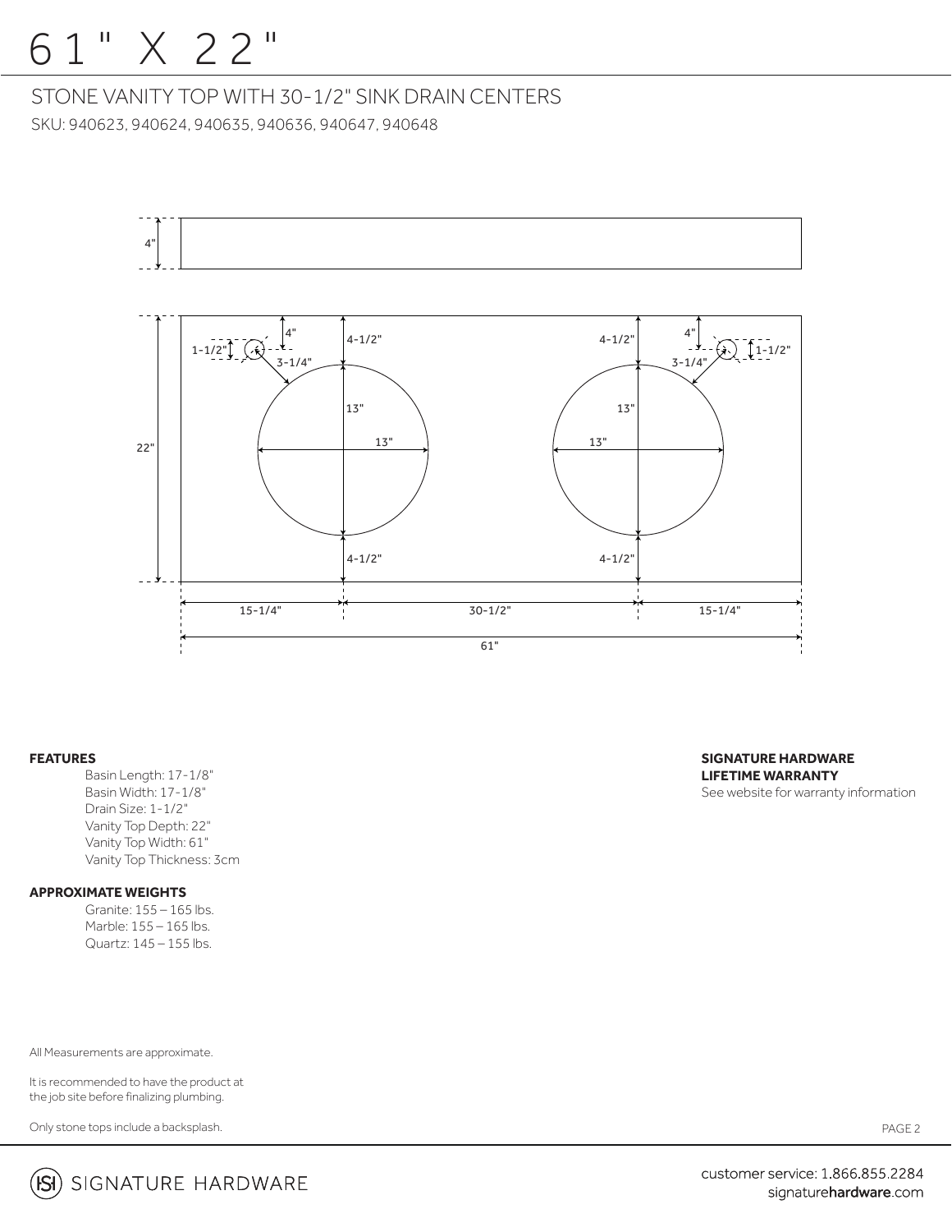# 61" X 22"

## STONE VANITY TOP WITH 30-1/2" SINK DRAIN CENTERS

SKU: 940623, 940624, 940635, 940636, 940647, 940648

4"

4" 4-1/2" 4-1/2" 4"

1-1/2" 3-1/4" 3-1/4" 1-1/2"

13" 13"

22" 13" 13"

4-1/2" 4-1/2"

15-1/4" 30-1/2" 15-1/4"

61"

**FEATURES**

Basin Length: 17-1/8"
Basin Width: 17-1/8"
Drain Size: 1-1/2"
Vanity Top Depth: 22"
Vanity Top Width: 61"
Vanity Top Thickness: 3cm

**APPROXIMATE WEIGHTS**

Granite: 155 – 165 lbs.
Marble: 155 – 165 lbs.
Quartz: 145 – 155 lbs.

**SIGNATURE HARDWARE LIFETIME WARRANTY**

See website for warranty information

All Measurements are approximate.

It is recommended to have the product at the job site before finalizing plumbing.

Only stone tops include a backsplash.

SIGNATURE HARDWARE

customer service: 1.866.855.2284
signaturehardware.com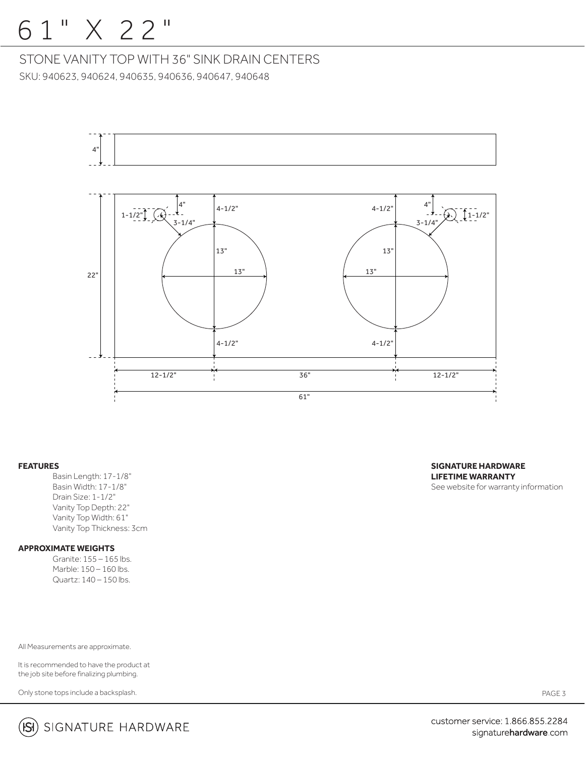# 61" X 22"

## STONE VANITY TOP WITH 36" SINK DRAIN CENTERS

SKU: 940623, 940624, 940635, 940636, 940647, 940648

**FEATURES**

Basin Length: 17-1/8"
Basin Width: 17-1/8"
Drain Size: 1-1/2"
Vanity Top Depth: 22"
Vanity Top Width: 61"
Vanity Top Thickness: 3cm

**APPROXIMATE WEIGHTS**

Granite: 155 – 165 lbs.
Marble: 150 – 160 lbs.
Quartz: 140 – 150 lbs.

**SIGNATURE HARDWARE LIFETIME WARRANTY**

See website for warranty information

All Measurements are approximate.

It is recommended to have the product at the job site before finalizing plumbing.

Only stone tops include a backsplash.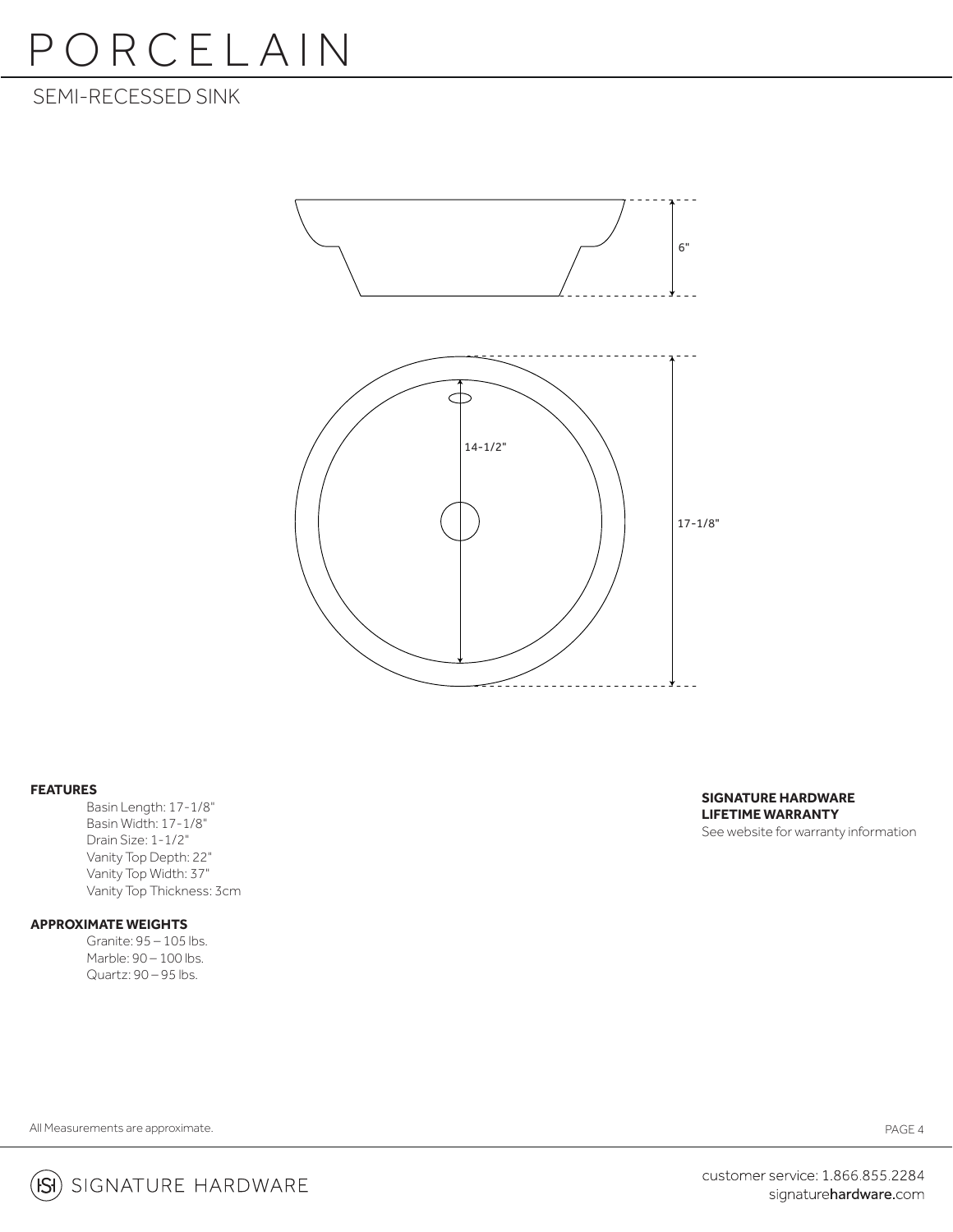# PORCELAIN

## SEMI-RECESSED SINK

6"

14-1/2"

17-1/8"

**FEATURES**

Basin Length: 17-1/8"
Basin Width: 17-1/8"
Drain Size: 1-1/2"
Vanity Top Depth: 22"
Vanity Top Width: 37"
Vanity Top Thickness: 3cm

**APPROXIMATE WEIGHTS**

Granite: 95 – 105 lbs.
Marble: 90 – 100 lbs.
Quartz: 90 – 95 lbs.

**SIGNATURE HARDWARE LIFETIME WARRANTY**

See website for warranty information

All Measurements are approximate.

SIGNATURE HARDWARE

customer service: 1.866.855.2284
signaturehardware.com